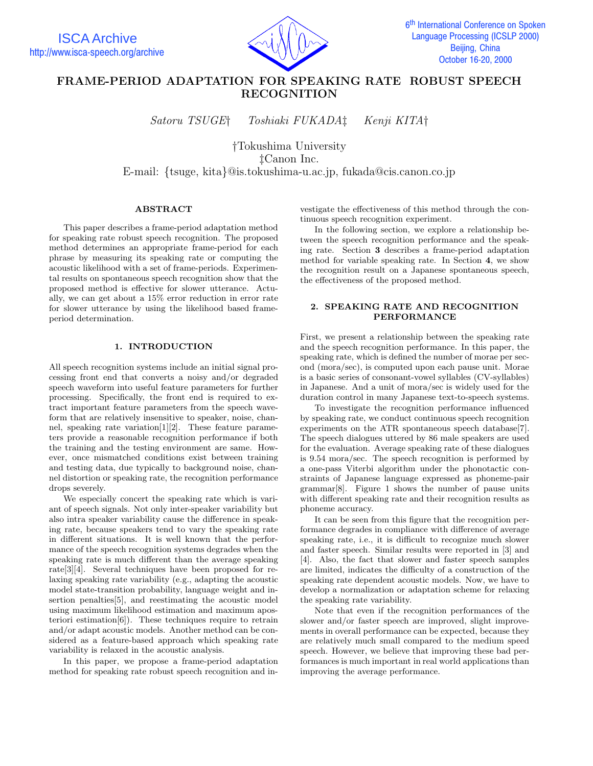# FRAME-PERIOD ADAPTATION FOR SPEAKING RATE ROBUST SPEECH RECOGNITION

*Satoru TSUGE*† *Toshiaki FUKADA*‡ *Kenji KITA*†

†Tokushima University
‡Canon Inc.
E-mail: {tsuge, kita}@is.tokushima-u.ac.jp, fukada@cis.canon.co.jp

## ABSTRACT

This paper describes a frame-period adaptation method for speaking rate robust speech recognition. The proposed method determines an appropriate frame-period for each phrase by measuring its speaking rate or computing the acoustic likelihood with a set of frame-periods. Experimental results on spontaneous speech recognition show that the proposed method is effective for slower utterance. Actually, we can get about a 15% error reduction in error rate for slower utterance by using the likelihood based frame-period determination.

## 1. INTRODUCTION

All speech recognition systems include an initial signal processing front end that converts a noisy and/or degraded speech waveform into useful feature parameters for further processing. Specifically, the front end is required to extract important feature parameters from the speech waveform that are relatively insensitive to speaker, noise, channel, speaking rate variation[1][2]. These feature parameters provide a reasonable recognition performance if both the training and the testing environment are same. However, once mismatched conditions exist between training and testing data, due typically to background noise, channel distortion or speaking rate, the recognition performance drops severely.

We especially concert the speaking rate which is variant of speech signals. Not only inter-speaker variability but also intra speaker variability cause the difference in speaking rate, because speakers tend to vary the speaking rate in different situations. It is well known that the performance of the speech recognition systems degrades when the speaking rate is much different than the average speaking rate[3][4]. Several techniques have been proposed for relaxing speaking rate variability (e.g., adapting the acoustic model state-transition probability, language weight and insertion penalties[5], and reestimating the acoustic model using maximum likelihood estimation and maximum aposteriori estimation[6]). These techniques require to retrain and/or adapt acoustic models. Another method can be considered as a feature-based approach which speaking rate variability is relaxed in the acoustic analysis.

In this paper, we propose a frame-period adaptation method for speaking rate robust speech recognition and investigate the effectiveness of this method through the continuous speech recognition experiment.

In the following section, we explore a relationship between the speech recognition performance and the speaking rate. Section **3** describes a frame-period adaptation method for variable speaking rate. In Section **4**, we show the recognition result on a Japanese spontaneous speech, the effectiveness of the proposed method.

## 2. SPEAKING RATE AND RECOGNITION PERFORMANCE

First, we present a relationship between the speaking rate and the speech recognition performance. In this paper, the speaking rate, which is defined the number of morae per second (mora/sec), is computed upon each pause unit. Morae is a basic series of consonant-vowel syllables (CV-syllables) in Japanese. And a unit of mora/sec is widely used for the duration control in many Japanese text-to-speech systems.

To investigate the recognition performance influenced by speaking rate, we conduct continuous speech recognition experiments on the ATR spontaneous speech database[7]. The speech dialogues uttered by 86 male speakers are used for the evaluation. Average speaking rate of these dialogues is 9.54 mora/sec. The speech recognition is performed by a one-pass Viterbi algorithm under the phonotactic constraints of Japanese language expressed as phoneme-pair grammar[8]. Figure 1 shows the number of pause units with different speaking rate and their recognition results as phoneme accuracy.

It can be seen from this figure that the recognition performance degrades in compliance with difference of average speaking rate, i.e., it is difficult to recognize much slower and faster speech. Similar results were reported in [3] and [4]. Also, the fact that slower and faster speech samples are limited, indicates the difficulty of a construction of the speaking rate dependent acoustic models. Now, we have to develop a normalization or adaptation scheme for relaxing the speaking rate variability.

Note that even if the recognition performances of the slower and/or faster speech are improved, slight improvements in overall performance can be expected, because they are relatively much small compared to the medium speed speech. However, we believe that improving these bad performances is much important in real world applications than improving the average performance.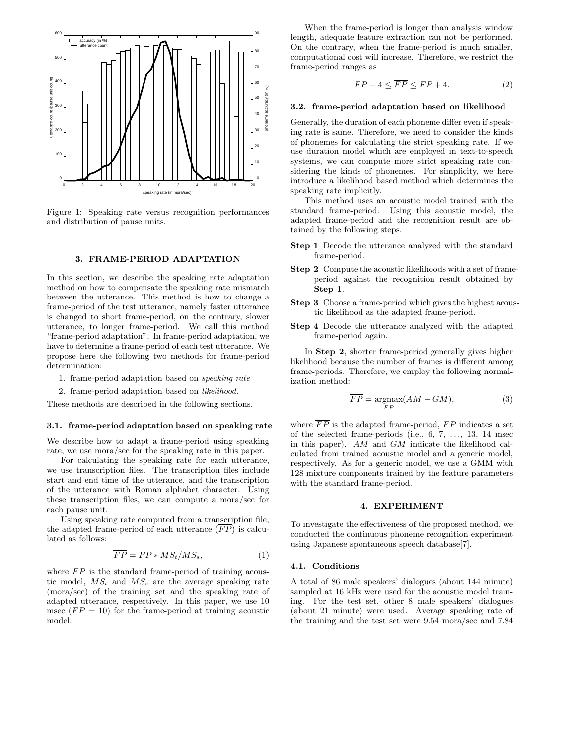Figure 1: Speaking rate versus recognition performances and distribution of pause units.

## 3. FRAME-PERIOD ADAPTATION

In this section, we describe the speaking rate adaptation method on how to compensate the speaking rate mismatch between the utterance. This method is how to change a frame-period of the test utterance, namely faster utterance is changed to short frame-period, on the contrary, slower utterance, to longer frame-period. We call this method "frame-period adaptation". In frame-period adaptation, we have to determine a frame-period of each test utterance. We propose here the following two methods for frame-period determination:

1. frame-period adaptation based on *speaking rate*
2. frame-period adaptation based on *likelihood*.

These methods are described in the following sections.

### 3.1. frame-period adaptation based on speaking rate

We describe how to adapt a frame-period using speaking rate, we use mora/sec for the speaking rate in this paper.

For calculating the speaking rate for each utterance, we use transcription files. The transcription files include start and end time of the utterance, and the transcription of the utterance with Roman alphabet character. Using these transcription files, we can compute a mora/sec for each pause unit.

Using speaking rate computed from a transcription file, the adapted frame-period of each utterance ($\overline{FP}$) is calculated as follows:

$$\overline{FP} = FP * MS_t / MS_s, \tag{1}$$

where $FP$ is the standard frame-period of training acoustic model, $MS_t$ and $MS_s$ are the average speaking rate (mora/sec) of the training set and the speaking rate of adapted utterance, respectively. In this paper, we use 10 msec ($FP = 10$) for the frame-period at training acoustic model.

When the frame-period is longer than analysis window length, adequate feature extraction can not be performed. On the contrary, when the frame-period is much smaller, computational cost will increase. Therefore, we restrict the frame-period ranges as

$$FP - 4 \leq \overline{FP} \leq FP + 4. \tag{2}$$

### 3.2. frame-period adaptation based on likelihood

Generally, the duration of each phoneme differ even if speaking rate is same. Therefore, we need to consider the kinds of phonemes for calculating the strict speaking rate. If we use duration model which are employed in text-to-speech systems, we can compute more strict speaking rate considering the kinds of phonemes. For simplicity, we here introduce a likelihood based method which determines the speaking rate implicitly.

This method uses an acoustic model trained with the standard frame-period. Using this acoustic model, the adapted frame-period and the recognition result are obtained by the following steps.

**Step 1** Decode the utterance analyzed with the standard frame-period.

**Step 2** Compute the acoustic likelihoods with a set of frame-period against the recognition result obtained by **Step 1**.

**Step 3** Choose a frame-period which gives the highest acoustic likelihood as the adapted frame-period.

**Step 4** Decode the utterance analyzed with the adapted frame-period again.

In **Step 2**, shorter frame-period generally gives higher likelihood because the number of frames is different among frame-periods. Therefore, we employ the following normalization method:

$$\overline{FP} = \underset{FP}{\operatorname{argmax}}(AM - GM), \tag{3}$$

where $\overline{FP}$ is the adapted frame-period, $FP$ indicates a set of the selected frame-periods (i.e., 6, 7, ..., 13, 14 msec in this paper). $AM$ and $GM$ indicate the likelihood calculated from trained acoustic model and a generic model, respectively. As for a generic model, we use a GMM with 128 mixture components trained by the feature parameters with the standard frame-period.

## 4. EXPERIMENT

To investigate the effectiveness of the proposed method, we conducted the continuous phoneme recognition experiment using Japanese spontaneous speech database[7].

### 4.1. Conditions

A total of 86 male speakers' dialogues (about 144 minute) sampled at 16 kHz were used for the acoustic model training. For the test set, other 8 male speakers' dialogues (about 21 minute) were used. Average speaking rate of the training and the test set were 9.54 mora/sec and 7.84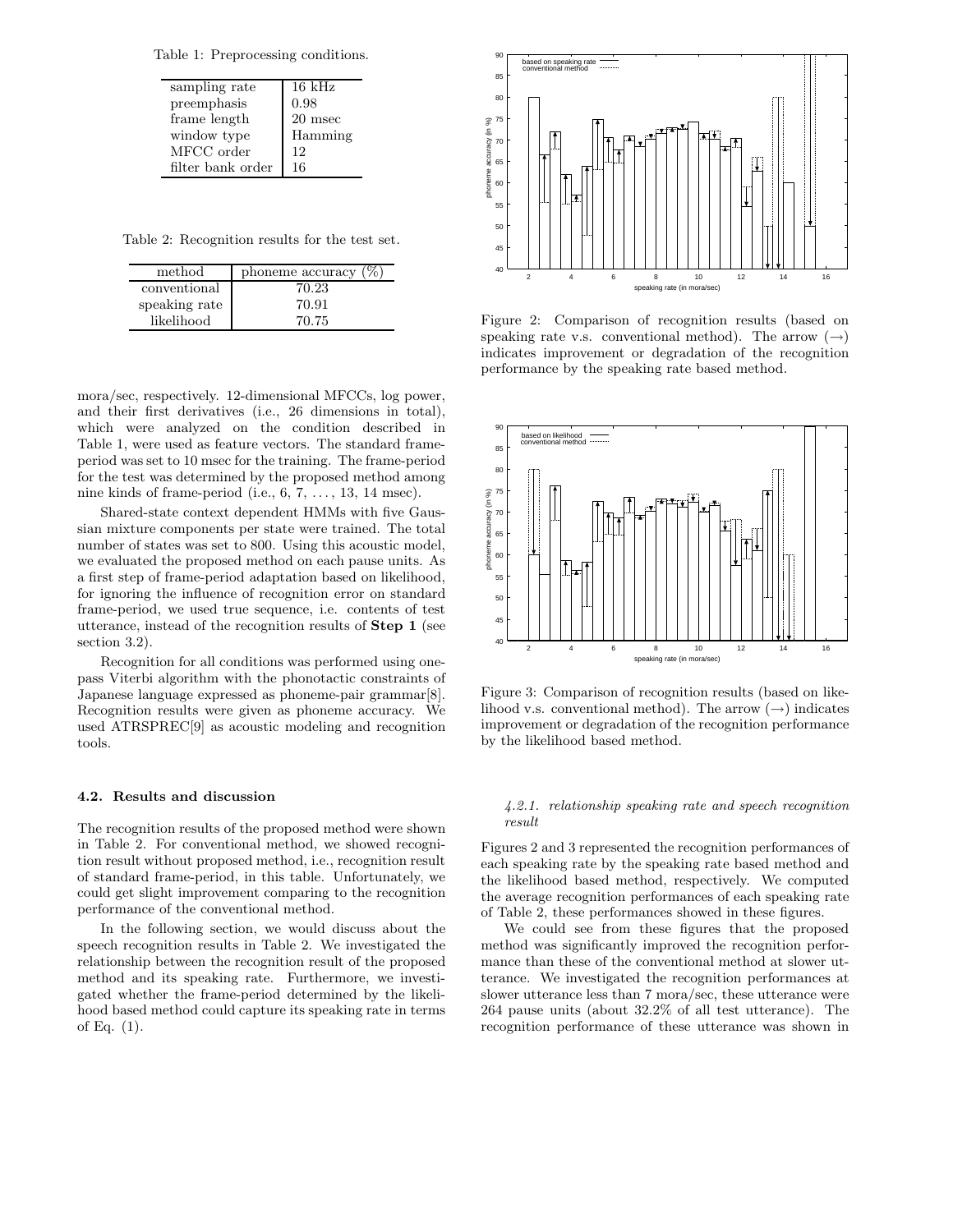Table 1: Preprocessing conditions.

| | |
|---|---|
| sampling rate | 16 kHz |
| preemphasis | 0.98 |
| frame length | 20 msec |
| window type | Hamming |
| MFCC order | 12 |
| filter bank order | 16 |

Table 2: Recognition results for the test set.

| method | phoneme accuracy (%) |
|---|---|
| conventional | 70.23 |
| speaking rate | 70.91 |
| likelihood | 70.75 |

mora/sec, respectively. 12-dimensional MFCCs, log power, and their first derivatives (i.e., 26 dimensions in total), which were analyzed on the condition described in Table 1, were used as feature vectors. The standard frame-period was set to 10 msec for the training. The frame-period for the test was determined by the proposed method among nine kinds of frame-period (i.e., 6, 7, . . . , 13, 14 msec).

Shared-state context dependent HMMs with five Gaussian mixture components per state were trained. The total number of states was set to 800. Using this acoustic model, we evaluated the proposed method on each pause units. As a first step of frame-period adaptation based on likelihood, for ignoring the influence of recognition error on standard frame-period, we used true sequence, i.e. contents of test utterance, instead of the recognition results of **Step 1** (see section 3.2).

Recognition for all conditions was performed using one-pass Viterbi algorithm with the phonotactic constraints of Japanese language expressed as phoneme-pair grammar[8]. Recognition results were given as phoneme accuracy. We used ATRSPREC[9] as acoustic modeling and recognition tools.

### 4.2. Results and discussion

The recognition results of the proposed method were shown in Table 2. For conventional method, we showed recognition result without proposed method, i.e., recognition result of standard frame-period, in this table. Unfortunately, we could get slight improvement comparing to the recognition performance of the conventional method.

In the following section, we would discuss about the speech recognition results in Table 2. We investigated the relationship between the recognition result of the proposed method and its speaking rate. Furthermore, we investigated whether the frame-period determined by the likelihood based method could capture its speaking rate in terms of Eq. (1).

Figure 2: Comparison of recognition results (based on speaking rate v.s. conventional method). The arrow (→) indicates improvement or degradation of the recognition performance by the speaking rate based method.

Figure 3: Comparison of recognition results (based on likelihood v.s. conventional method). The arrow (→) indicates improvement or degradation of the recognition performance by the likelihood based method.

#### *4.2.1. relationship speaking rate and speech recognition result*

Figures 2 and 3 represented the recognition performances of each speaking rate by the speaking rate based method and the likelihood based method, respectively. We computed the average recognition performances of each speaking rate of Table 2, these performances showed in these figures.

We could see from these figures that the proposed method was significantly improved the recognition performance than these of the conventional method at slower utterance. We investigated the recognition performances at slower utterance less than 7 mora/sec, these utterance were 264 pause units (about 32.2% of all test utterance). The recognition performance of these utterance was shown in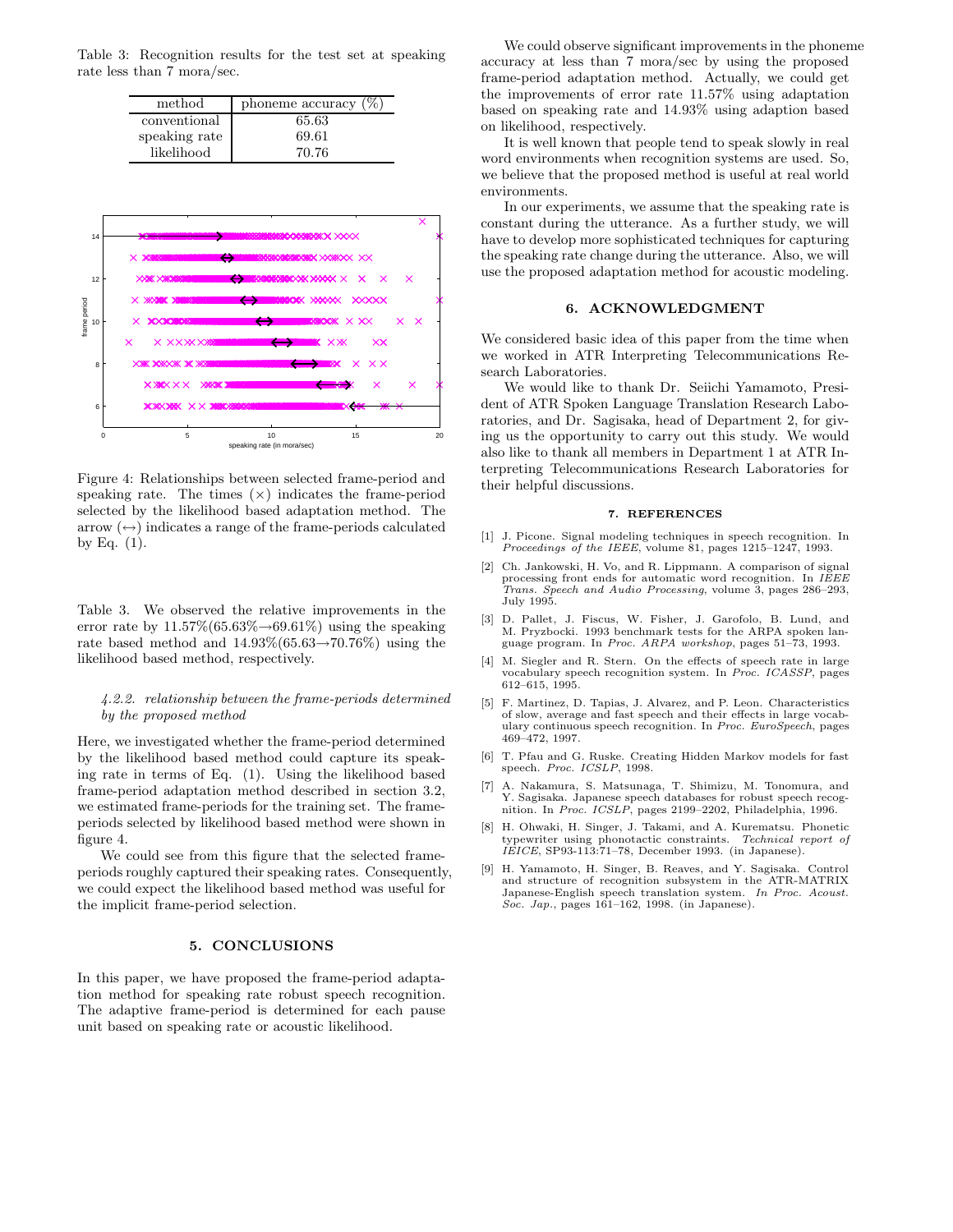Table 3: Recognition results for the test set at speaking rate less than 7 mora/sec.

| method | phoneme accuracy (%) |
|---|---|
| conventional | 65.63 |
| speaking rate | 69.61 |
| likelihood | 70.76 |

frame period

14
12
10
8
6

0
5
10
15
20

speaking rate (in mora/sec)

Figure 4: Relationships between selected frame-period and speaking rate. The times (×) indicates the frame-period selected by the likelihood based adaptation method. The arrow (↔) indicates a range of the frame-periods calculated by Eq. (1).

Table 3. We observed the relative improvements in the error rate by 11.57%(65.63%→69.61%) using the speaking rate based method and 14.93%(65.63→70.76%) using the likelihood based method, respectively.

#### 4.2.2. relationship between the frame-periods determined by the proposed method

Here, we investigated whether the frame-period determined by the likelihood based method could capture its speaking rate in terms of Eq. (1). Using the likelihood based frame-period adaptation method described in section 3.2, we estimated frame-periods for the training set. The frame-periods selected by likelihood based method were shown in figure 4.

We could see from this figure that the selected frame-periods roughly captured their speaking rates. Consequently, we could expect the likelihood based method was useful for the implicit frame-period selection.

## 5. CONCLUSIONS

In this paper, we have proposed the frame-period adaptation method for speaking rate robust speech recognition. The adaptive frame-period is determined for each pause unit based on speaking rate or acoustic likelihood.

We could observe significant improvements in the phoneme accuracy at less than 7 mora/sec by using the proposed frame-period adaptation method. Actually, we could get the improvements of error rate 11.57% using adaptation based on speaking rate and 14.93% using adaption based on likelihood, respectively.

It is well known that people tend to speak slowly in real word environments when recognition systems are used. So, we believe that the proposed method is useful at real world environments.

In our experiments, we assume that the speaking rate is constant during the utterance. As a further study, we will have to develop more sophisticated techniques for capturing the speaking rate change during the utterance. Also, we will use the proposed adaptation method for acoustic modeling.

## 6. ACKNOWLEDGMENT

We considered basic idea of this paper from the time when we worked in ATR Interpreting Telecommunications Research Laboratories.

We would like to thank Dr. Seiichi Yamamoto, President of ATR Spoken Language Translation Research Laboratories, and Dr. Sagisaka, head of Department 2, for giving us the opportunity to carry out this study. We would also like to thank all members in Department 1 at ATR Interpreting Telecommunications Research Laboratories for their helpful discussions.

## 7. REFERENCES

[1] J. Picone. Signal modeling techniques in speech recognition. In *Proceedings of the IEEE*, volume 81, pages 1215–1247, 1993.

[2] Ch. Jankowski, H. Vo, and R. Lippmann. A comparison of signal processing front ends for automatic word recognition. In *IEEE Trans. Speech and Audio Processing*, volume 3, pages 286–293, July 1995.

[3] D. Pallet, J. Fiscus, W. Fisher, J. Garofolo, B. Lund, and M. Pryzbocki. 1993 benchmark tests for the ARPA spoken language program. In *Proc. ARPA workshop*, pages 51–73, 1993.

[4] M. Siegler and R. Stern. On the effects of speech rate in large vocabulary speech recognition system. In *Proc. ICASSP*, pages 612–615, 1995.

[5] F. Martinez, D. Tapias, J. Alvarez, and P. Leon. Characteristics of slow, average and fast speech and their effects in large vocabulary continuous speech recognition. In *Proc. EuroSpeech*, pages 469–472, 1997.

[6] T. Pfau and G. Ruske. Creating Hidden Markov models for fast speech. *Proc. ICSLP*, 1998.

[7] A. Nakamura, S. Matsunaga, T. Shimizu, M. Tonomura, and Y. Sagisaka. Japanese speech databases for robust speech recognition. In *Proc. ICSLP*, pages 2199–2202, Philadelphia, 1996.

[8] H. Ohwaki, H. Singer, J. Takami, and A. Kurematsu. Phonetic typewriter using phonotactic constraints. *Technical report of IEICE*, SP93-113:71–78, December 1993. (in Japanese).

[9] H. Yamamoto, H. Singer, B. Reaves, and Y. Sagisaka. Control and structure of recognition subsystem in the ATR-MATRIX Japanese-English speech translation system. *In Proc. Acoust. Soc. Jap.*, pages 161–162, 1998. (in Japanese).